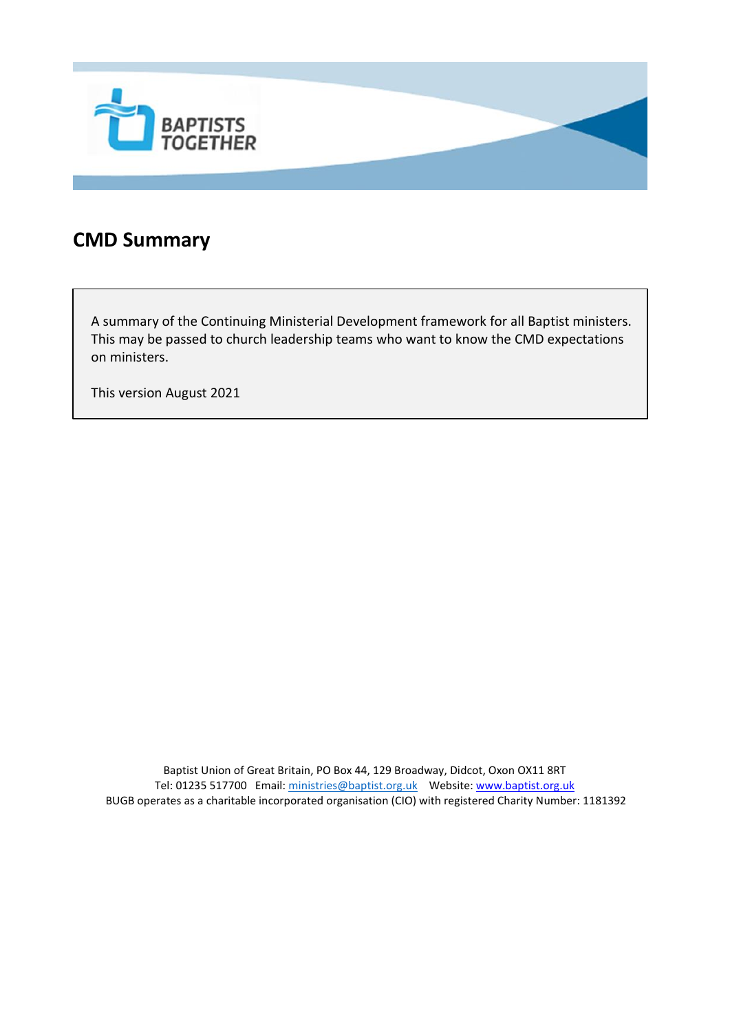BAPTISTS TOGETHER

# CMD Summary

A summary of the Continuing Ministerial Development framework for all Baptist ministers. This may be passed to church leadership teams who want to know the CMD expectations on ministers.

This version August 2021

Baptist Union of Great Britain, PO Box 44, 129 Broadway, Didcot, Oxon OX11 8RT
Tel: 01235 517700 Email: ministries@baptist.org.uk Website: www.baptist.org.uk
BUGB operates as a charitable incorporated organisation (CIO) with registered Charity Number: 1181392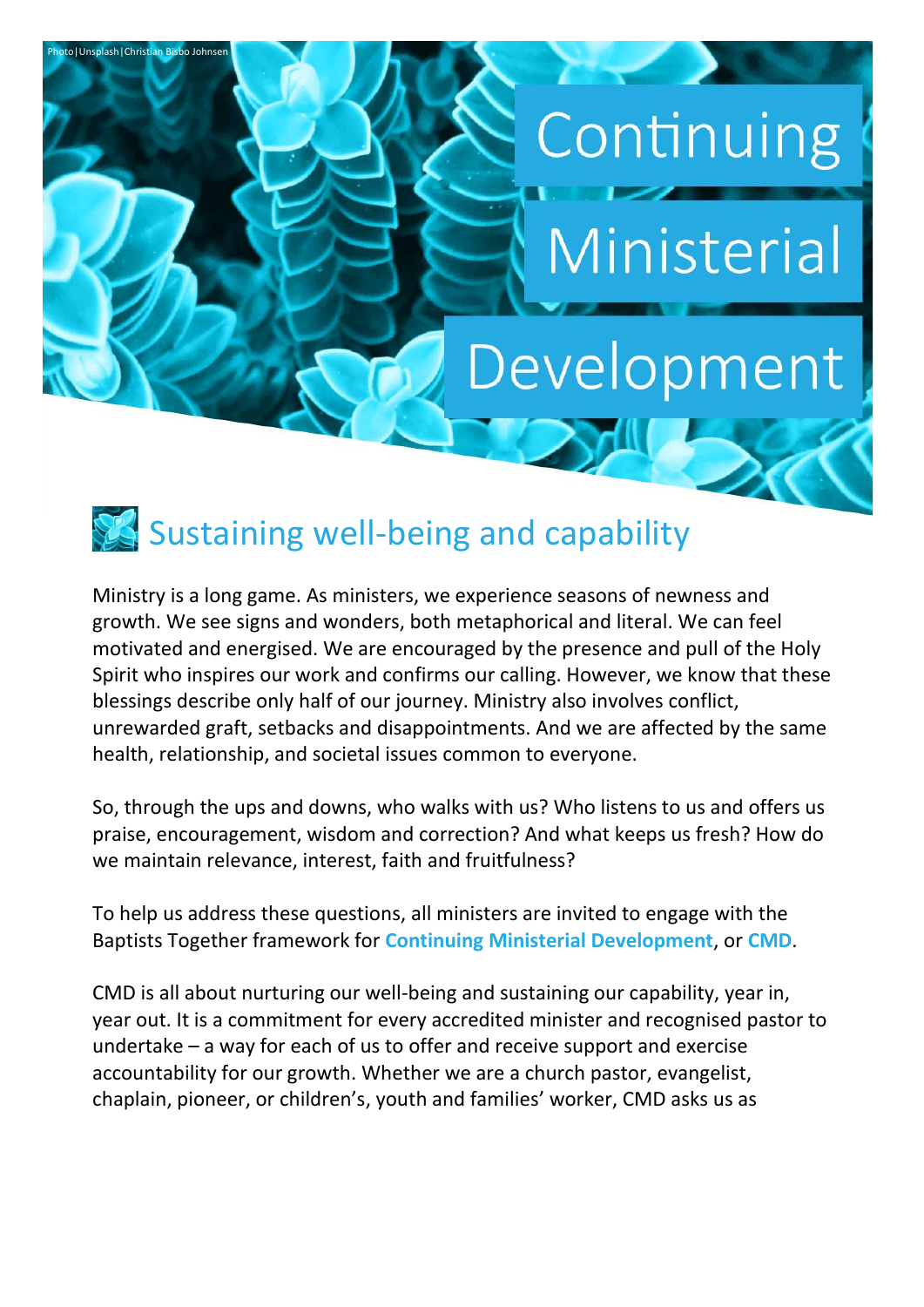Photo|Unsplash|Christian Bisbo Johnsen

# Continuing Ministerial Development

## Sustaining well-being and capability

Ministry is a long game. As ministers, we experience seasons of newness and growth. We see signs and wonders, both metaphorical and literal. We can feel motivated and energised. We are encouraged by the presence and pull of the Holy Spirit who inspires our work and confirms our calling. However, we know that these blessings describe only half of our journey. Ministry also involves conflict, unrewarded graft, setbacks and disappointments. And we are affected by the same health, relationship, and societal issues common to everyone.

So, through the ups and downs, who walks with us? Who listens to us and offers us praise, encouragement, wisdom and correction? And what keeps us fresh? How do we maintain relevance, interest, faith and fruitfulness?

To help us address these questions, all ministers are invited to engage with the Baptists Together framework for **Continuing Ministerial Development**, or **CMD**.

CMD is all about nurturing our well-being and sustaining our capability, year in, year out. It is a commitment for every accredited minister and recognised pastor to undertake – a way for each of us to offer and receive support and exercise accountability for our growth. Whether we are a church pastor, evangelist, chaplain, pioneer, or children's, youth and families' worker, CMD asks us as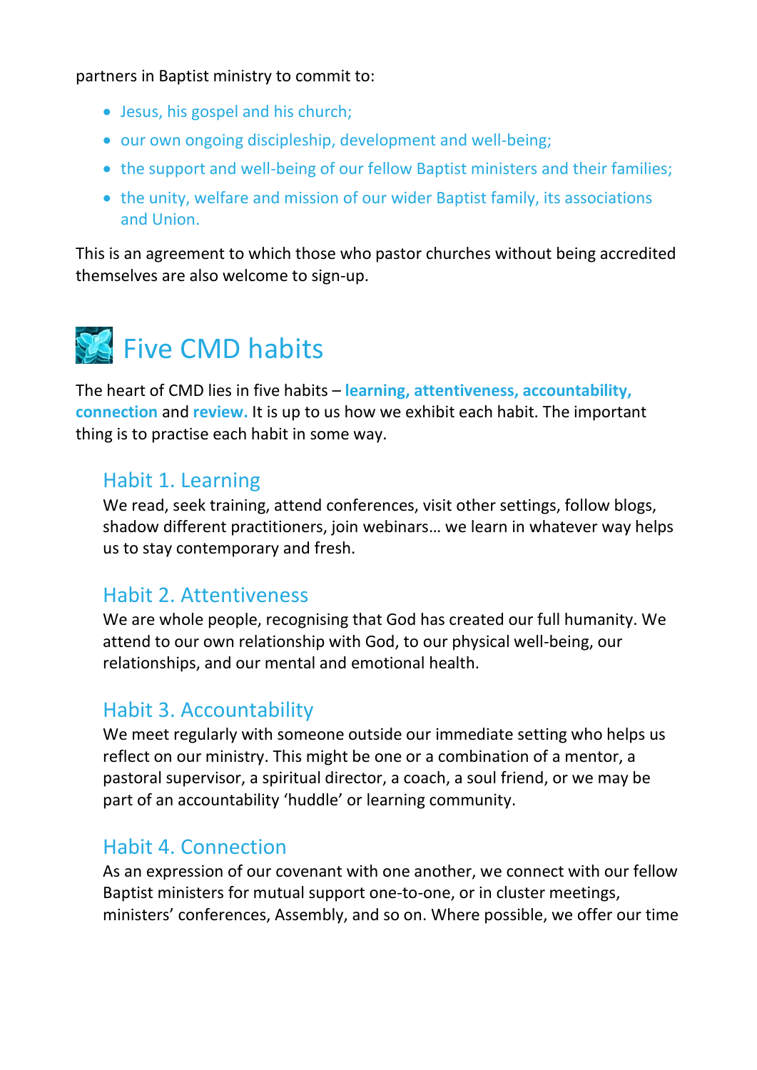partners in Baptist ministry to commit to:

- Jesus, his gospel and his church;
- our own ongoing discipleship, development and well-being;
- the support and well-being of our fellow Baptist ministers and their families;
- the unity, welfare and mission of our wider Baptist family, its associations and Union.

This is an agreement to which those who pastor churches without being accredited themselves are also welcome to sign-up.

## Five CMD habits

The heart of CMD lies in five habits – **learning, attentiveness, accountability, connection** and **review.** It is up to us how we exhibit each habit. The important thing is to practise each habit in some way.

### Habit 1. Learning

We read, seek training, attend conferences, visit other settings, follow blogs, shadow different practitioners, join webinars… we learn in whatever way helps us to stay contemporary and fresh.

### Habit 2. Attentiveness

We are whole people, recognising that God has created our full humanity. We attend to our own relationship with God, to our physical well-being, our relationships, and our mental and emotional health.

### Habit 3. Accountability

We meet regularly with someone outside our immediate setting who helps us reflect on our ministry. This might be one or a combination of a mentor, a pastoral supervisor, a spiritual director, a coach, a soul friend, or we may be part of an accountability 'huddle' or learning community.

### Habit 4. Connection

As an expression of our covenant with one another, we connect with our fellow Baptist ministers for mutual support one-to-one, or in cluster meetings, ministers' conferences, Assembly, and so on. Where possible, we offer our time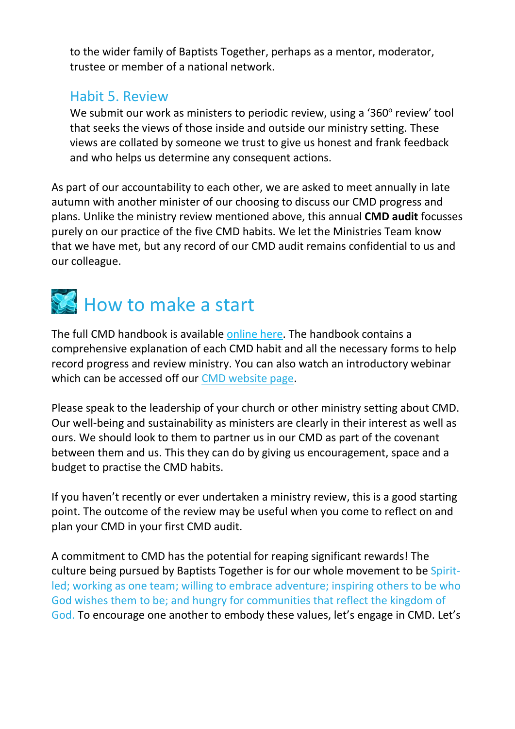to the wider family of Baptists Together, perhaps as a mentor, moderator, trustee or member of a national network.

### Habit 5. Review

We submit our work as ministers to periodic review, using a ‘360° review’ tool that seeks the views of those inside and outside our ministry setting. These views are collated by someone we trust to give us honest and frank feedback and who helps us determine any consequent actions.

As part of our accountability to each other, we are asked to meet annually in late autumn with another minister of our choosing to discuss our CMD progress and plans. Unlike the ministry review mentioned above, this annual **CMD audit** focusses purely on our practice of the five CMD habits. We let the Ministries Team know that we have met, but any record of our CMD audit remains confidential to us and our colleague.

## How to make a start

The full CMD handbook is available online here. The handbook contains a comprehensive explanation of each CMD habit and all the necessary forms to help record progress and review ministry. You can also watch an introductory webinar which can be accessed off our CMD website page.

Please speak to the leadership of your church or other ministry setting about CMD. Our well-being and sustainability as ministers are clearly in their interest as well as ours. We should look to them to partner us in our CMD as part of the covenant between them and us. This they can do by giving us encouragement, space and a budget to practise the CMD habits.

If you haven’t recently or ever undertaken a ministry review, this is a good starting point. The outcome of the review may be useful when you come to reflect on and plan your CMD in your first CMD audit.

A commitment to CMD has the potential for reaping significant rewards! The culture being pursued by Baptists Together is for our whole movement to be Spirit-led; working as one team; willing to embrace adventure; inspiring others to be who God wishes them to be; and hungry for communities that reflect the kingdom of God. To encourage one another to embody these values, let’s engage in CMD. Let’s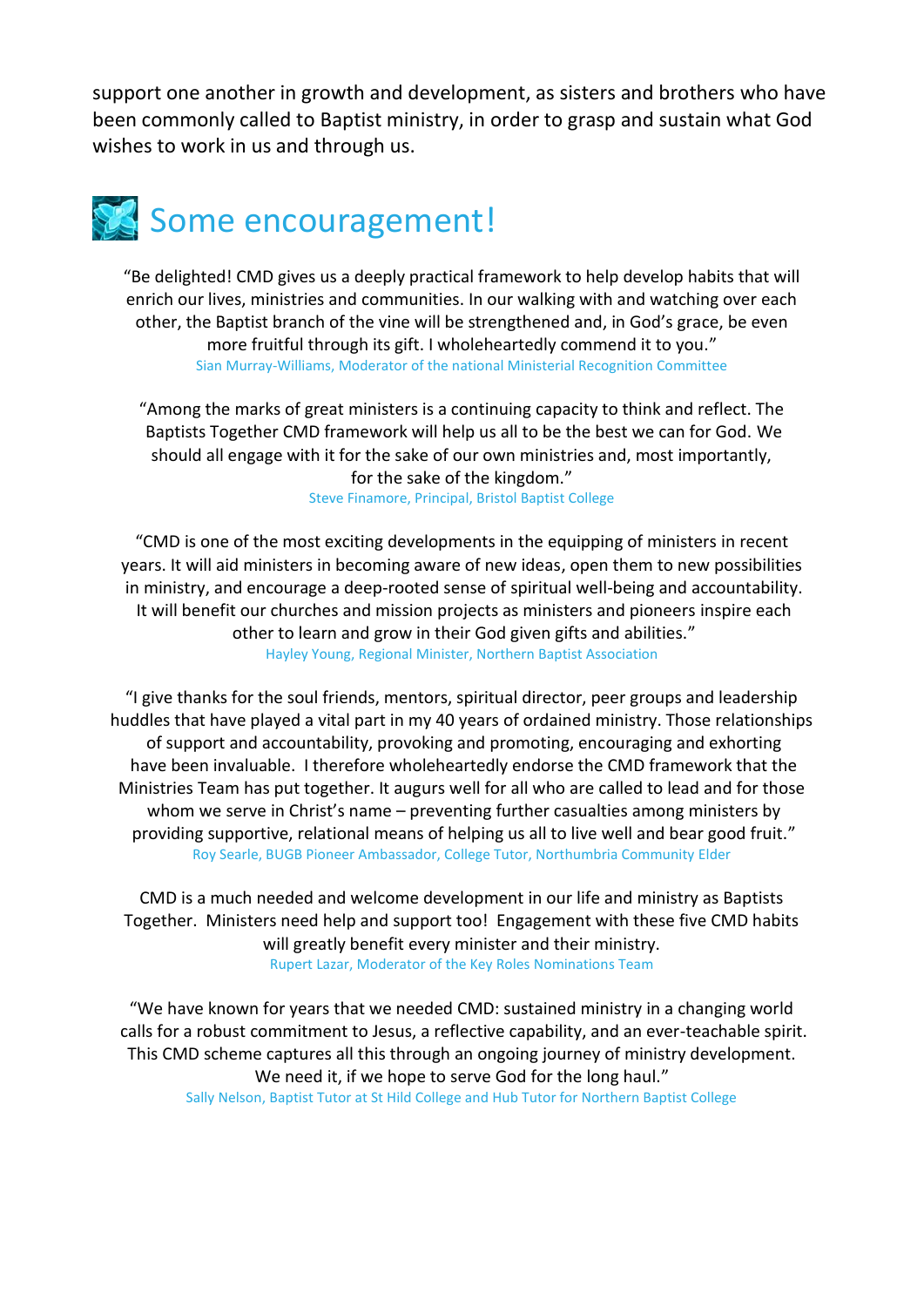support one another in growth and development, as sisters and brothers who have been commonly called to Baptist ministry, in order to grasp and sustain what God wishes to work in us and through us.

## Some encouragement!

"Be delighted! CMD gives us a deeply practical framework to help develop habits that will enrich our lives, ministries and communities. In our walking with and watching over each other, the Baptist branch of the vine will be strengthened and, in God's grace, be even more fruitful through its gift. I wholeheartedly commend it to you."

Sian Murray-Williams, Moderator of the national Ministerial Recognition Committee

"Among the marks of great ministers is a continuing capacity to think and reflect. The Baptists Together CMD framework will help us all to be the best we can for God. We should all engage with it for the sake of our own ministries and, most importantly, for the sake of the kingdom."

Steve Finamore, Principal, Bristol Baptist College

"CMD is one of the most exciting developments in the equipping of ministers in recent years. It will aid ministers in becoming aware of new ideas, open them to new possibilities in ministry, and encourage a deep-rooted sense of spiritual well-being and accountability. It will benefit our churches and mission projects as ministers and pioneers inspire each other to learn and grow in their God given gifts and abilities."

Hayley Young, Regional Minister, Northern Baptist Association

"I give thanks for the soul friends, mentors, spiritual director, peer groups and leadership huddles that have played a vital part in my 40 years of ordained ministry. Those relationships of support and accountability, provoking and promoting, encouraging and exhorting have been invaluable. I therefore wholeheartedly endorse the CMD framework that the Ministries Team has put together. It augurs well for all who are called to lead and for those whom we serve in Christ's name – preventing further casualties among ministers by providing supportive, relational means of helping us all to live well and bear good fruit."

Roy Searle, BUGB Pioneer Ambassador, College Tutor, Northumbria Community Elder

CMD is a much needed and welcome development in our life and ministry as Baptists Together. Ministers need help and support too! Engagement with these five CMD habits will greatly benefit every minister and their ministry.

Rupert Lazar, Moderator of the Key Roles Nominations Team

"We have known for years that we needed CMD: sustained ministry in a changing world calls for a robust commitment to Jesus, a reflective capability, and an ever-teachable spirit. This CMD scheme captures all this through an ongoing journey of ministry development. We need it, if we hope to serve God for the long haul."

Sally Nelson, Baptist Tutor at St Hild College and Hub Tutor for Northern Baptist College